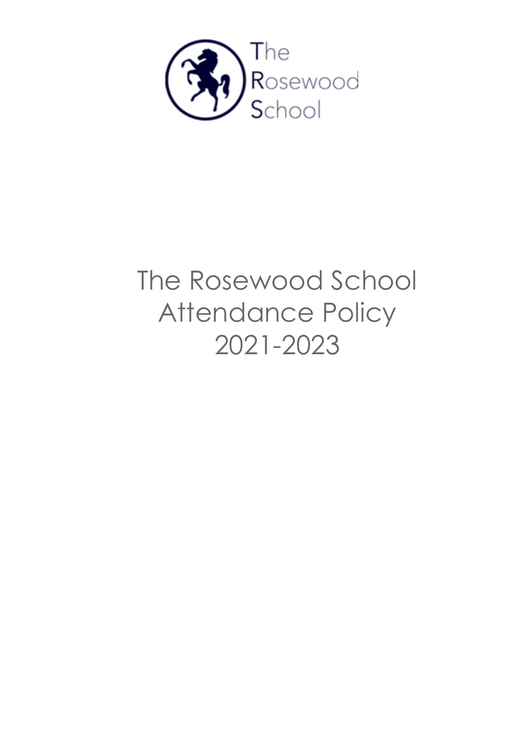The Rosewood School

# The Rosewood School Attendance Policy 2021-2023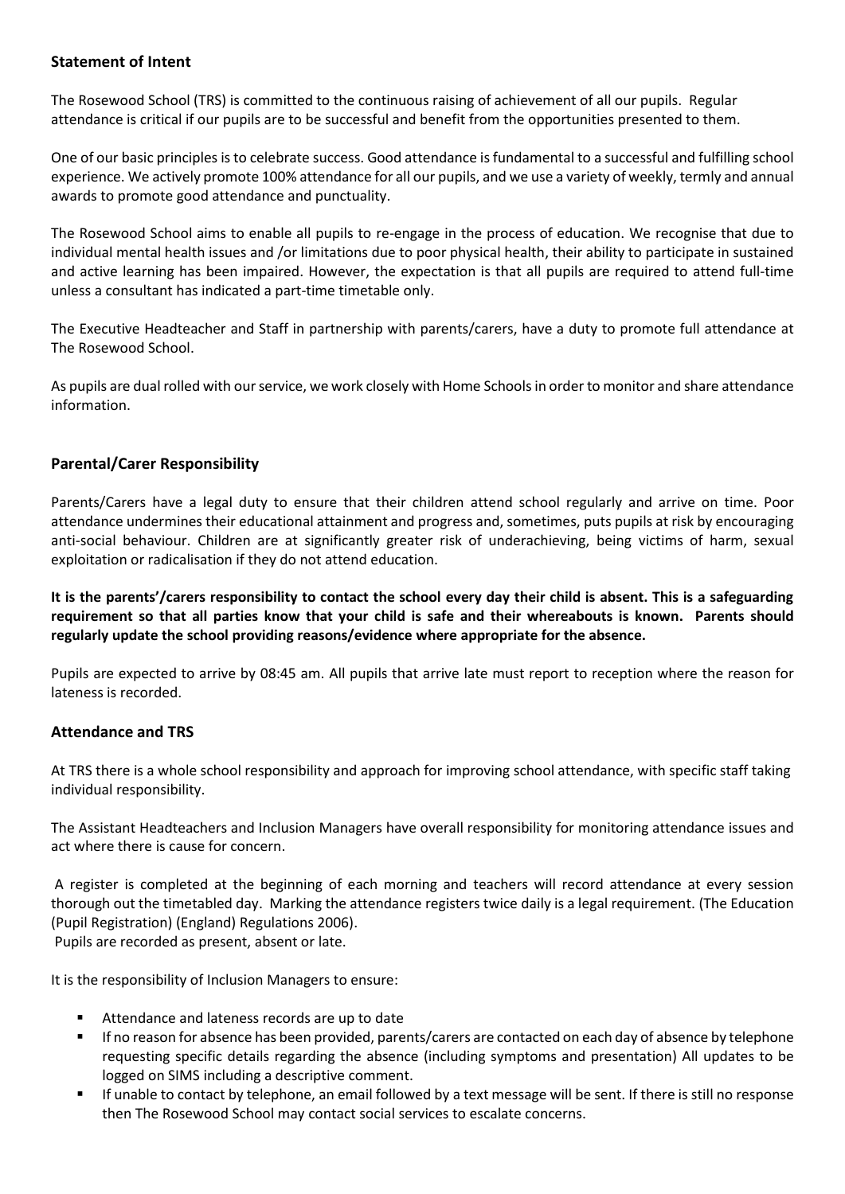## Statement of Intent

The Rosewood School (TRS) is committed to the continuous raising of achievement of all our pupils. Regular attendance is critical if our pupils are to be successful and benefit from the opportunities presented to them.

One of our basic principles is to celebrate success. Good attendance is fundamental to a successful and fulfilling school experience. We actively promote 100% attendance for all our pupils, and we use a variety of weekly, termly and annual awards to promote good attendance and punctuality.

The Rosewood School aims to enable all pupils to re-engage in the process of education. We recognise that due to individual mental health issues and /or limitations due to poor physical health, their ability to participate in sustained and active learning has been impaired. However, the expectation is that all pupils are required to attend full-time unless a consultant has indicated a part-time timetable only.

The Executive Headteacher and Staff in partnership with parents/carers, have a duty to promote full attendance at The Rosewood School.

As pupils are dual rolled with our service, we work closely with Home Schools in order to monitor and share attendance information.

## Parental/Carer Responsibility

Parents/Carers have a legal duty to ensure that their children attend school regularly and arrive on time. Poor attendance undermines their educational attainment and progress and, sometimes, puts pupils at risk by encouraging anti-social behaviour. Children are at significantly greater risk of underachieving, being victims of harm, sexual exploitation or radicalisation if they do not attend education.

**It is the parents'/carers responsibility to contact the school every day their child is absent. This is a safeguarding requirement so that all parties know that your child is safe and their whereabouts is known. Parents should regularly update the school providing reasons/evidence where appropriate for the absence.**

Pupils are expected to arrive by 08:45 am. All pupils that arrive late must report to reception where the reason for lateness is recorded.

## Attendance and TRS

At TRS there is a whole school responsibility and approach for improving school attendance, with specific staff taking individual responsibility.

The Assistant Headteachers and Inclusion Managers have overall responsibility for monitoring attendance issues and act where there is cause for concern.

A register is completed at the beginning of each morning and teachers will record attendance at every session thorough out the timetabled day. Marking the attendance registers twice daily is a legal requirement. (The Education (Pupil Registration) (England) Regulations 2006).
Pupils are recorded as present, absent or late.

It is the responsibility of Inclusion Managers to ensure:

- Attendance and lateness records are up to date
- If no reason for absence has been provided, parents/carers are contacted on each day of absence by telephone requesting specific details regarding the absence (including symptoms and presentation) All updates to be logged on SIMS including a descriptive comment.
- If unable to contact by telephone, an email followed by a text message will be sent. If there is still no response then The Rosewood School may contact social services to escalate concerns.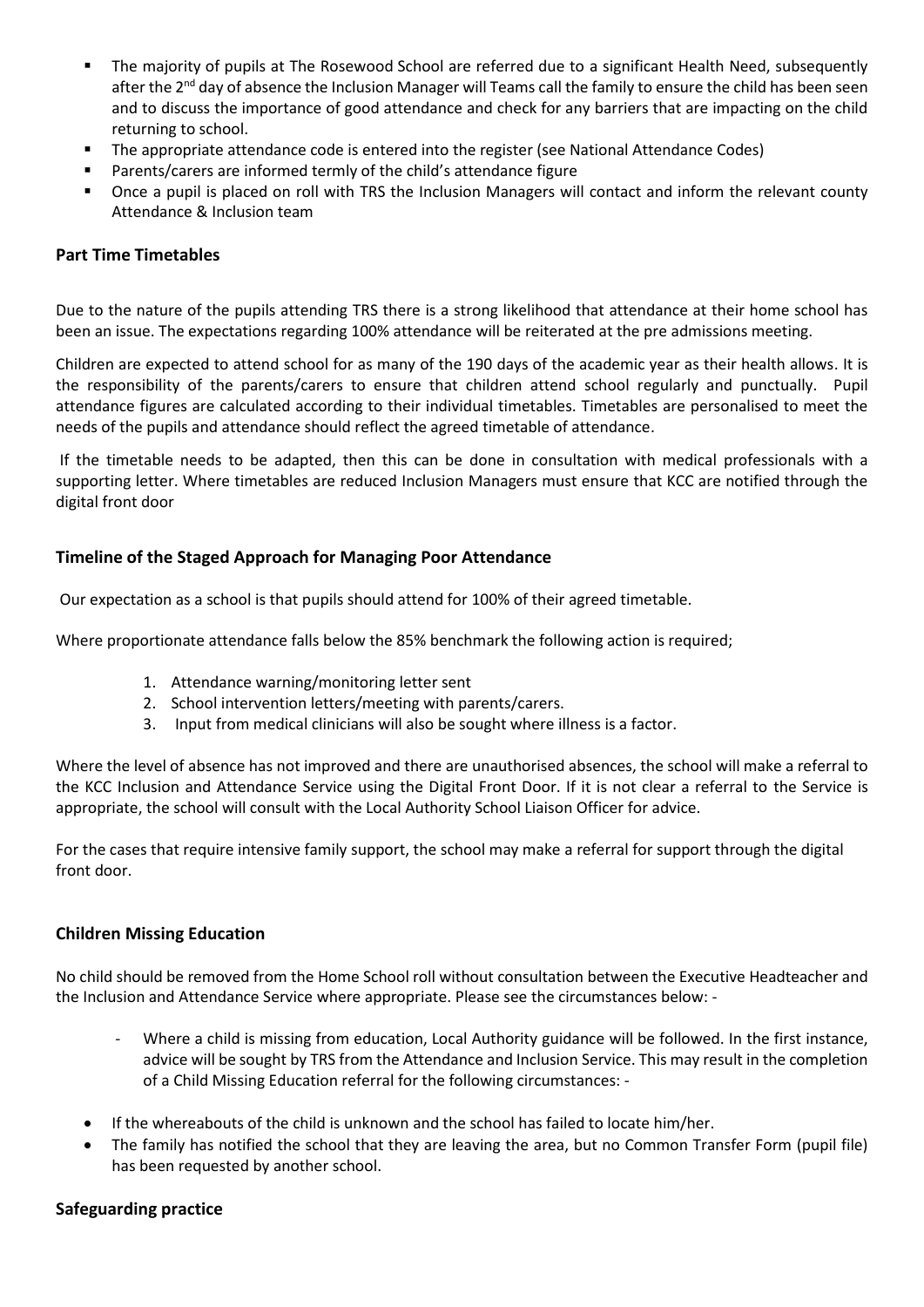- The majority of pupils at The Rosewood School are referred due to a significant Health Need, subsequently after the 2nd day of absence the Inclusion Manager will Teams call the family to ensure the child has been seen and to discuss the importance of good attendance and check for any barriers that are impacting on the child returning to school.
- The appropriate attendance code is entered into the register (see National Attendance Codes)
- Parents/carers are informed termly of the child's attendance figure
- Once a pupil is placed on roll with TRS the Inclusion Managers will contact and inform the relevant county Attendance & Inclusion team

## Part Time Timetables

Due to the nature of the pupils attending TRS there is a strong likelihood that attendance at their home school has been an issue. The expectations regarding 100% attendance will be reiterated at the pre admissions meeting.

Children are expected to attend school for as many of the 190 days of the academic year as their health allows. It is the responsibility of the parents/carers to ensure that children attend school regularly and punctually. Pupil attendance figures are calculated according to their individual timetables. Timetables are personalised to meet the needs of the pupils and attendance should reflect the agreed timetable of attendance.

If the timetable needs to be adapted, then this can be done in consultation with medical professionals with a supporting letter. Where timetables are reduced Inclusion Managers must ensure that KCC are notified through the digital front door

## Timeline of the Staged Approach for Managing Poor Attendance

Our expectation as a school is that pupils should attend for 100% of their agreed timetable.

Where proportionate attendance falls below the 85% benchmark the following action is required;

1. Attendance warning/monitoring letter sent
2. School intervention letters/meeting with parents/carers.
3. Input from medical clinicians will also be sought where illness is a factor.

Where the level of absence has not improved and there are unauthorised absences, the school will make a referral to the KCC Inclusion and Attendance Service using the Digital Front Door. If it is not clear a referral to the Service is appropriate, the school will consult with the Local Authority School Liaison Officer for advice.

For the cases that require intensive family support, the school may make a referral for support through the digital front door.

## Children Missing Education

No child should be removed from the Home School roll without consultation between the Executive Headteacher and the Inclusion and Attendance Service where appropriate. Please see the circumstances below: -

- Where a child is missing from education, Local Authority guidance will be followed. In the first instance, advice will be sought by TRS from the Attendance and Inclusion Service. This may result in the completion of a Child Missing Education referral for the following circumstances: -

- If the whereabouts of the child is unknown and the school has failed to locate him/her.
- The family has notified the school that they are leaving the area, but no Common Transfer Form (pupil file) has been requested by another school.

## Safeguarding practice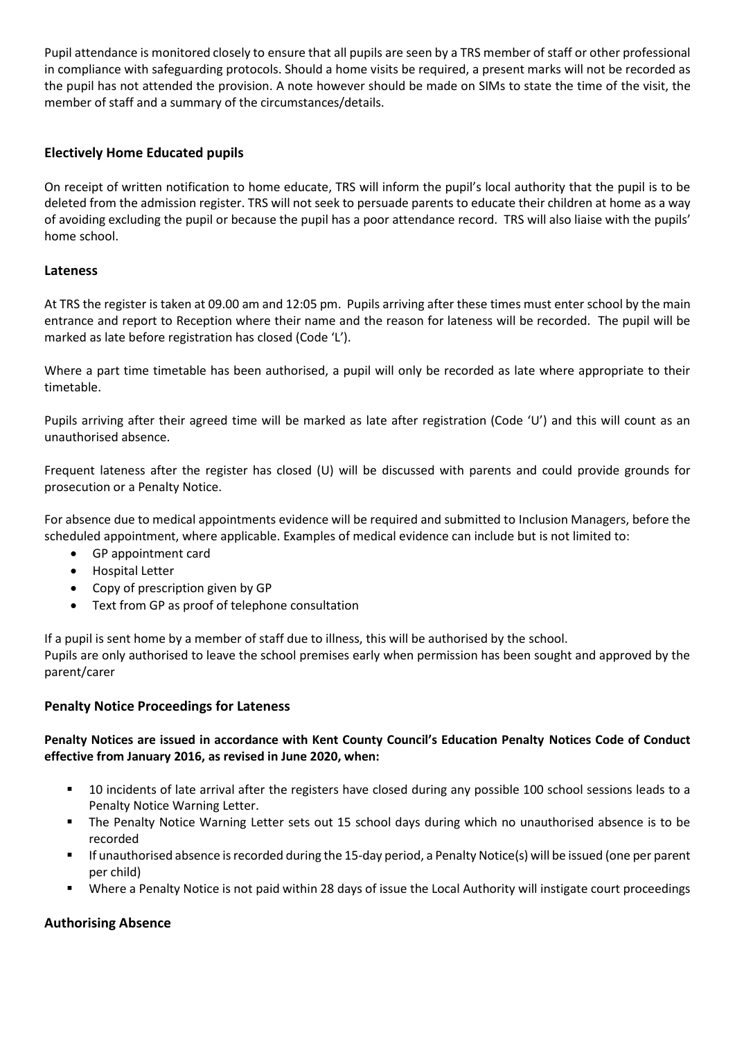Pupil attendance is monitored closely to ensure that all pupils are seen by a TRS member of staff or other professional in compliance with safeguarding protocols. Should a home visits be required, a present marks will not be recorded as the pupil has not attended the provision. A note however should be made on SIMs to state the time of the visit, the member of staff and a summary of the circumstances/details.

### Electively Home Educated pupils

On receipt of written notification to home educate, TRS will inform the pupil's local authority that the pupil is to be deleted from the admission register. TRS will not seek to persuade parents to educate their children at home as a way of avoiding excluding the pupil or because the pupil has a poor attendance record. TRS will also liaise with the pupils' home school.

### Lateness

At TRS the register is taken at 09.00 am and 12:05 pm. Pupils arriving after these times must enter school by the main entrance and report to Reception where their name and the reason for lateness will be recorded. The pupil will be marked as late before registration has closed (Code 'L').

Where a part time timetable has been authorised, a pupil will only be recorded as late where appropriate to their timetable.

Pupils arriving after their agreed time will be marked as late after registration (Code 'U') and this will count as an unauthorised absence.

Frequent lateness after the register has closed (U) will be discussed with parents and could provide grounds for prosecution or a Penalty Notice.

For absence due to medical appointments evidence will be required and submitted to Inclusion Managers, before the scheduled appointment, where applicable. Examples of medical evidence can include but is not limited to:

- GP appointment card
- Hospital Letter
- Copy of prescription given by GP
- Text from GP as proof of telephone consultation

If a pupil is sent home by a member of staff due to illness, this will be authorised by the school.
Pupils are only authorised to leave the school premises early when permission has been sought and approved by the parent/carer

### Penalty Notice Proceedings for Lateness

**Penalty Notices are issued in accordance with Kent County Council's Education Penalty Notices Code of Conduct effective from January 2016, as revised in June 2020, when:**

- 10 incidents of late arrival after the registers have closed during any possible 100 school sessions leads to a Penalty Notice Warning Letter.
- The Penalty Notice Warning Letter sets out 15 school days during which no unauthorised absence is to be recorded
- If unauthorised absence is recorded during the 15-day period, a Penalty Notice(s) will be issued (one per parent per child)
- Where a Penalty Notice is not paid within 28 days of issue the Local Authority will instigate court proceedings

### Authorising Absence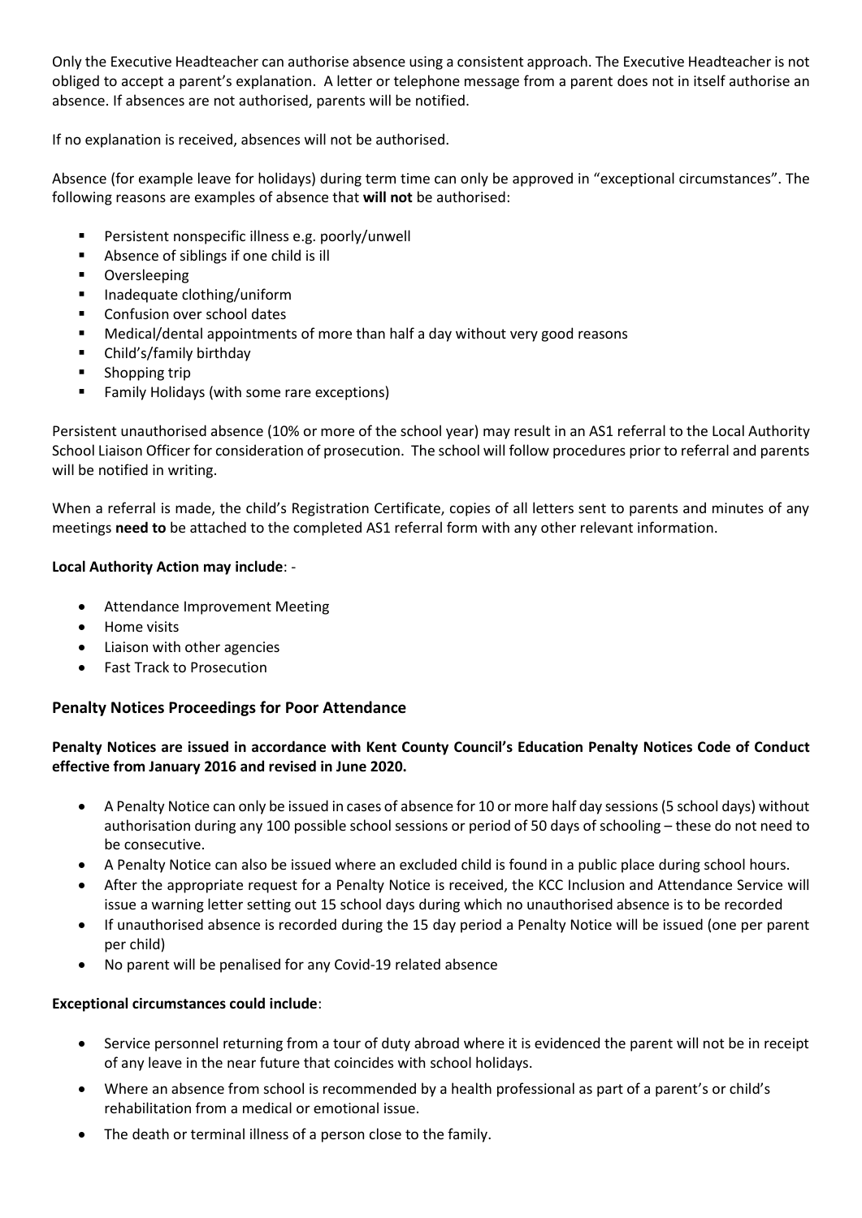Only the Executive Headteacher can authorise absence using a consistent approach. The Executive Headteacher is not obliged to accept a parent's explanation. A letter or telephone message from a parent does not in itself authorise an absence. If absences are not authorised, parents will be notified.

If no explanation is received, absences will not be authorised.

Absence (for example leave for holidays) during term time can only be approved in "exceptional circumstances". The following reasons are examples of absence that **will not** be authorised:

- Persistent nonspecific illness e.g. poorly/unwell
- Absence of siblings if one child is ill
- Oversleeping
- Inadequate clothing/uniform
- Confusion over school dates
- Medical/dental appointments of more than half a day without very good reasons
- Child's/family birthday
- Shopping trip
- Family Holidays (with some rare exceptions)

Persistent unauthorised absence (10% or more of the school year) may result in an AS1 referral to the Local Authority School Liaison Officer for consideration of prosecution. The school will follow procedures prior to referral and parents will be notified in writing.

When a referral is made, the child's Registration Certificate, copies of all letters sent to parents and minutes of any meetings **need to** be attached to the completed AS1 referral form with any other relevant information.

**Local Authority Action may include**: -

- Attendance Improvement Meeting
- Home visits
- Liaison with other agencies
- Fast Track to Prosecution

## Penalty Notices Proceedings for Poor Attendance

**Penalty Notices are issued in accordance with Kent County Council's Education Penalty Notices Code of Conduct effective from January 2016 and revised in June 2020.**

- A Penalty Notice can only be issued in cases of absence for 10 or more half day sessions (5 school days) without authorisation during any 100 possible school sessions or period of 50 days of schooling – these do not need to be consecutive.
- A Penalty Notice can also be issued where an excluded child is found in a public place during school hours.
- After the appropriate request for a Penalty Notice is received, the KCC Inclusion and Attendance Service will issue a warning letter setting out 15 school days during which no unauthorised absence is to be recorded
- If unauthorised absence is recorded during the 15 day period a Penalty Notice will be issued (one per parent per child)
- No parent will be penalised for any Covid-19 related absence

**Exceptional circumstances could include**:

- Service personnel returning from a tour of duty abroad where it is evidenced the parent will not be in receipt of any leave in the near future that coincides with school holidays.
- Where an absence from school is recommended by a health professional as part of a parent's or child's rehabilitation from a medical or emotional issue.
- The death or terminal illness of a person close to the family.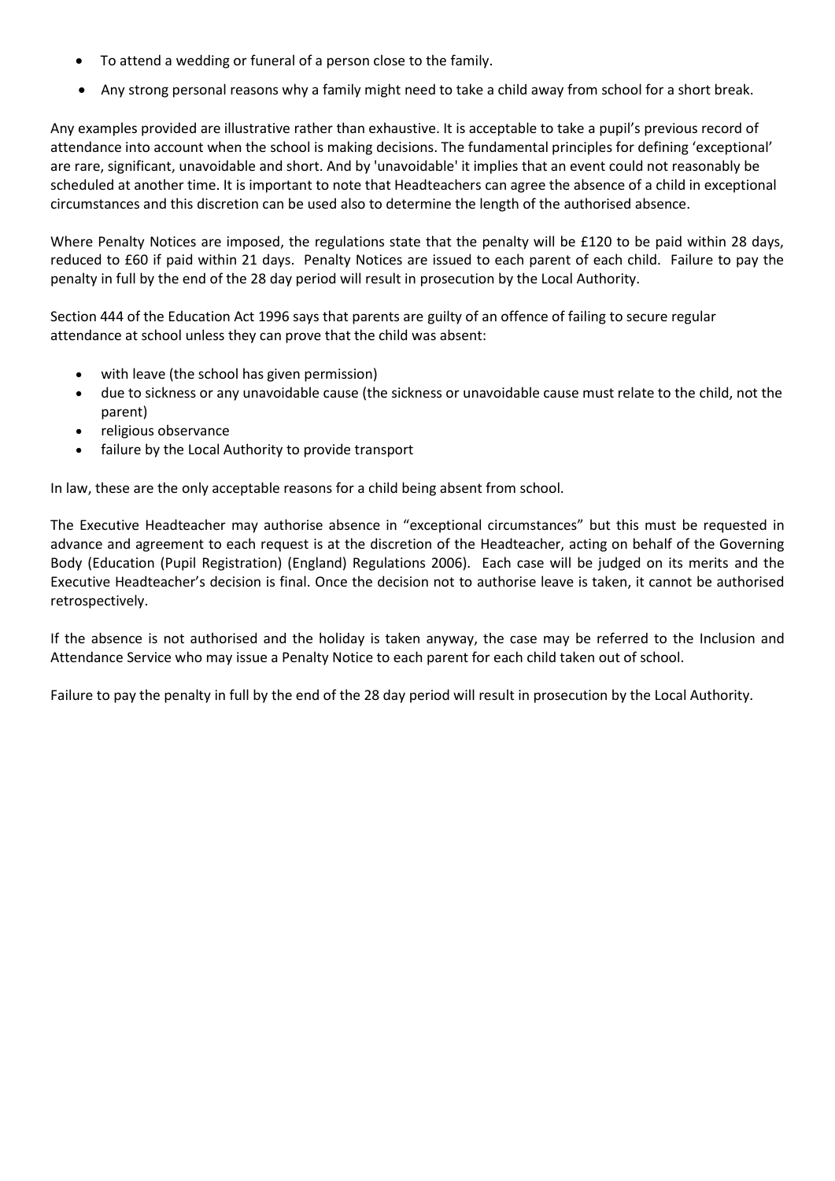- To attend a wedding or funeral of a person close to the family.
- Any strong personal reasons why a family might need to take a child away from school for a short break.

Any examples provided are illustrative rather than exhaustive. It is acceptable to take a pupil's previous record of attendance into account when the school is making decisions. The fundamental principles for defining 'exceptional' are rare, significant, unavoidable and short. And by 'unavoidable' it implies that an event could not reasonably be scheduled at another time. It is important to note that Headteachers can agree the absence of a child in exceptional circumstances and this discretion can be used also to determine the length of the authorised absence.

Where Penalty Notices are imposed, the regulations state that the penalty will be £120 to be paid within 28 days, reduced to £60 if paid within 21 days. Penalty Notices are issued to each parent of each child. Failure to pay the penalty in full by the end of the 28 day period will result in prosecution by the Local Authority.

Section 444 of the Education Act 1996 says that parents are guilty of an offence of failing to secure regular attendance at school unless they can prove that the child was absent:

- with leave (the school has given permission)
- due to sickness or any unavoidable cause (the sickness or unavoidable cause must relate to the child, not the parent)
- religious observance
- failure by the Local Authority to provide transport

In law, these are the only acceptable reasons for a child being absent from school.

The Executive Headteacher may authorise absence in "exceptional circumstances" but this must be requested in advance and agreement to each request is at the discretion of the Headteacher, acting on behalf of the Governing Body (Education (Pupil Registration) (England) Regulations 2006). Each case will be judged on its merits and the Executive Headteacher's decision is final. Once the decision not to authorise leave is taken, it cannot be authorised retrospectively.

If the absence is not authorised and the holiday is taken anyway, the case may be referred to the Inclusion and Attendance Service who may issue a Penalty Notice to each parent for each child taken out of school.

Failure to pay the penalty in full by the end of the 28 day period will result in prosecution by the Local Authority.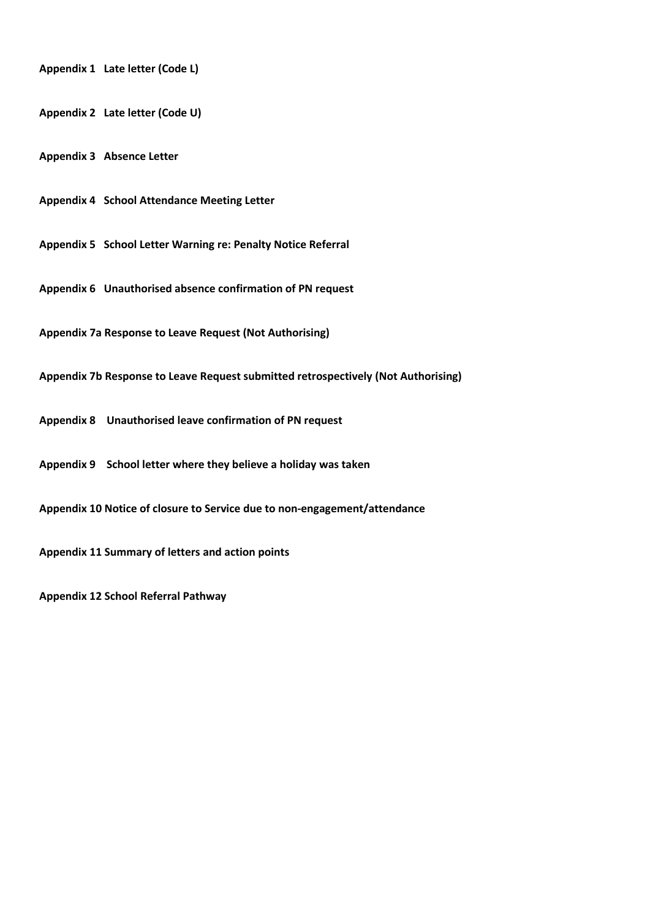**Appendix 1 Late letter (Code L)**

**Appendix 2 Late letter (Code U)**

**Appendix 3 Absence Letter**

**Appendix 4 School Attendance Meeting Letter**

**Appendix 5 School Letter Warning re: Penalty Notice Referral**

**Appendix 6 Unauthorised absence confirmation of PN request**

**Appendix 7a Response to Leave Request (Not Authorising)**

**Appendix 7b Response to Leave Request submitted retrospectively (Not Authorising)**

**Appendix 8 Unauthorised leave confirmation of PN request**

**Appendix 9 School letter where they believe a holiday was taken**

**Appendix 10 Notice of closure to Service due to non-engagement/attendance**

**Appendix 11 Summary of letters and action points**

**Appendix 12 School Referral Pathway**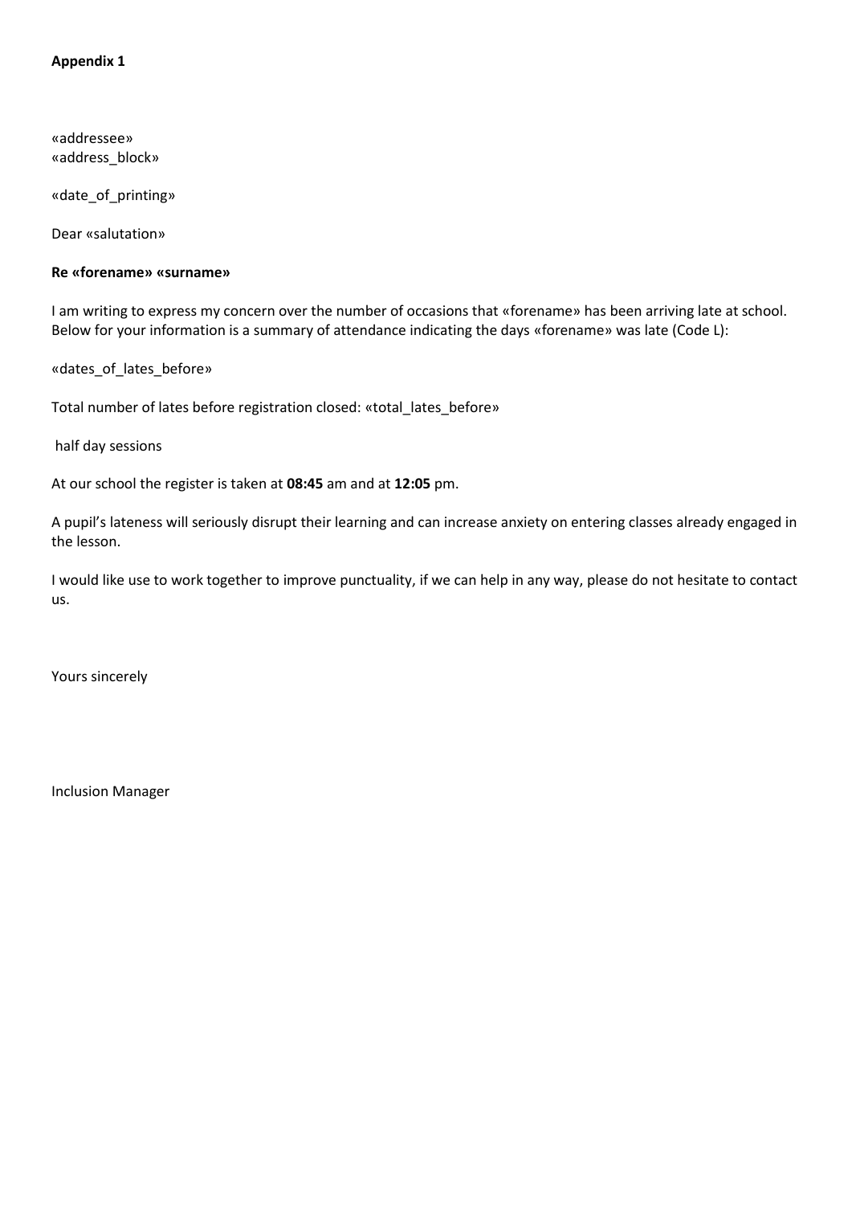**Appendix 1**

«addressee»
«address_block»

«date_of_printing»

Dear «salutation»

**Re «forename» «surname»**

I am writing to express my concern over the number of occasions that «forename» has been arriving late at school. Below for your information is a summary of attendance indicating the days «forename» was late (Code L):

«dates_of_lates_before»

Total number of lates before registration closed: «total_lates_before»

half day sessions

At our school the register is taken at **08:45** am and at **12:05** pm.

A pupil's lateness will seriously disrupt their learning and can increase anxiety on entering classes already engaged in the lesson.

I would like use to work together to improve punctuality, if we can help in any way, please do not hesitate to contact us.

Yours sincerely

Inclusion Manager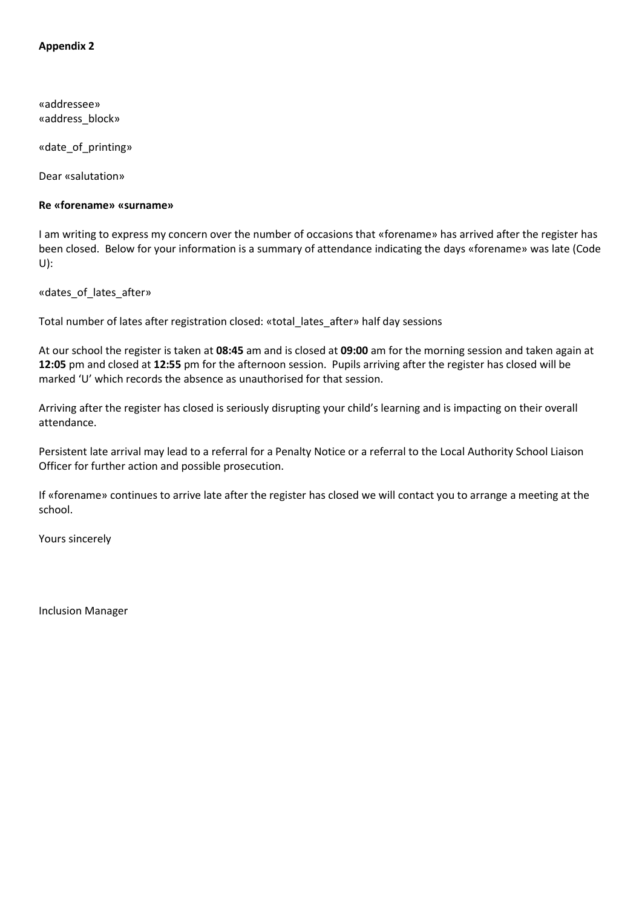**Appendix 2**

«addressee»
«address_block»

«date_of_printing»

Dear «salutation»

**Re «forename» «surname»**

I am writing to express my concern over the number of occasions that «forename» has arrived after the register has been closed. Below for your information is a summary of attendance indicating the days «forename» was late (Code U):

«dates_of_lates_after»

Total number of lates after registration closed: «total_lates_after» half day sessions

At our school the register is taken at **08:45** am and is closed at **09:00** am for the morning session and taken again at **12:05** pm and closed at **12:55** pm for the afternoon session. Pupils arriving after the register has closed will be marked 'U' which records the absence as unauthorised for that session.

Arriving after the register has closed is seriously disrupting your child's learning and is impacting on their overall attendance.

Persistent late arrival may lead to a referral for a Penalty Notice or a referral to the Local Authority School Liaison Officer for further action and possible prosecution.

If «forename» continues to arrive late after the register has closed we will contact you to arrange a meeting at the school.

Yours sincerely

Inclusion Manager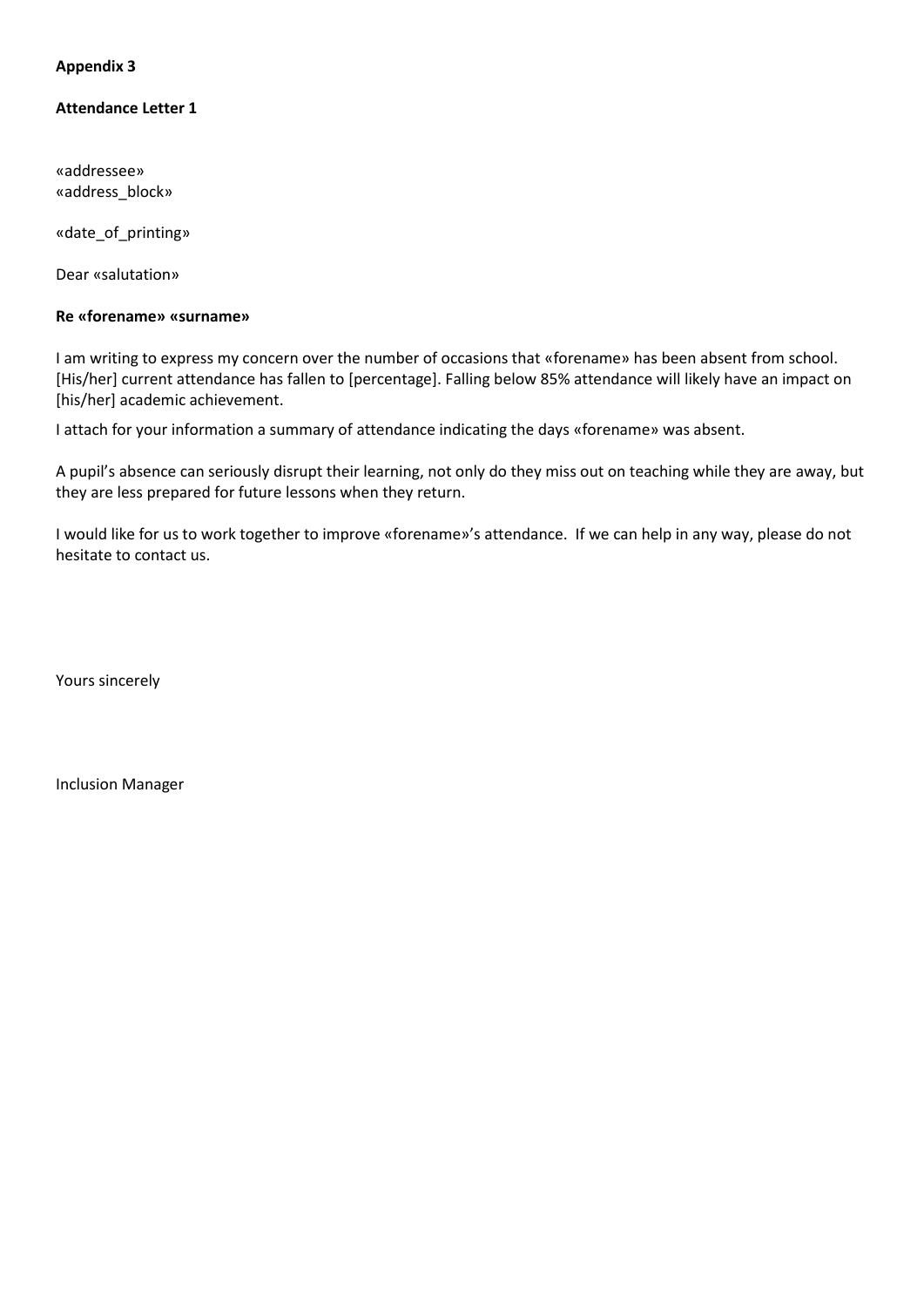**Appendix 3**

**Attendance Letter 1**

«addressee»
«address_block»

«date_of_printing»

Dear «salutation»

**Re «forename» «surname»**

I am writing to express my concern over the number of occasions that «forename» has been absent from school. [His/her] current attendance has fallen to [percentage]. Falling below 85% attendance will likely have an impact on [his/her] academic achievement.

I attach for your information a summary of attendance indicating the days «forename» was absent.

A pupil's absence can seriously disrupt their learning, not only do they miss out on teaching while they are away, but they are less prepared for future lessons when they return.

I would like for us to work together to improve «forename»'s attendance. If we can help in any way, please do not hesitate to contact us.

Yours sincerely

Inclusion Manager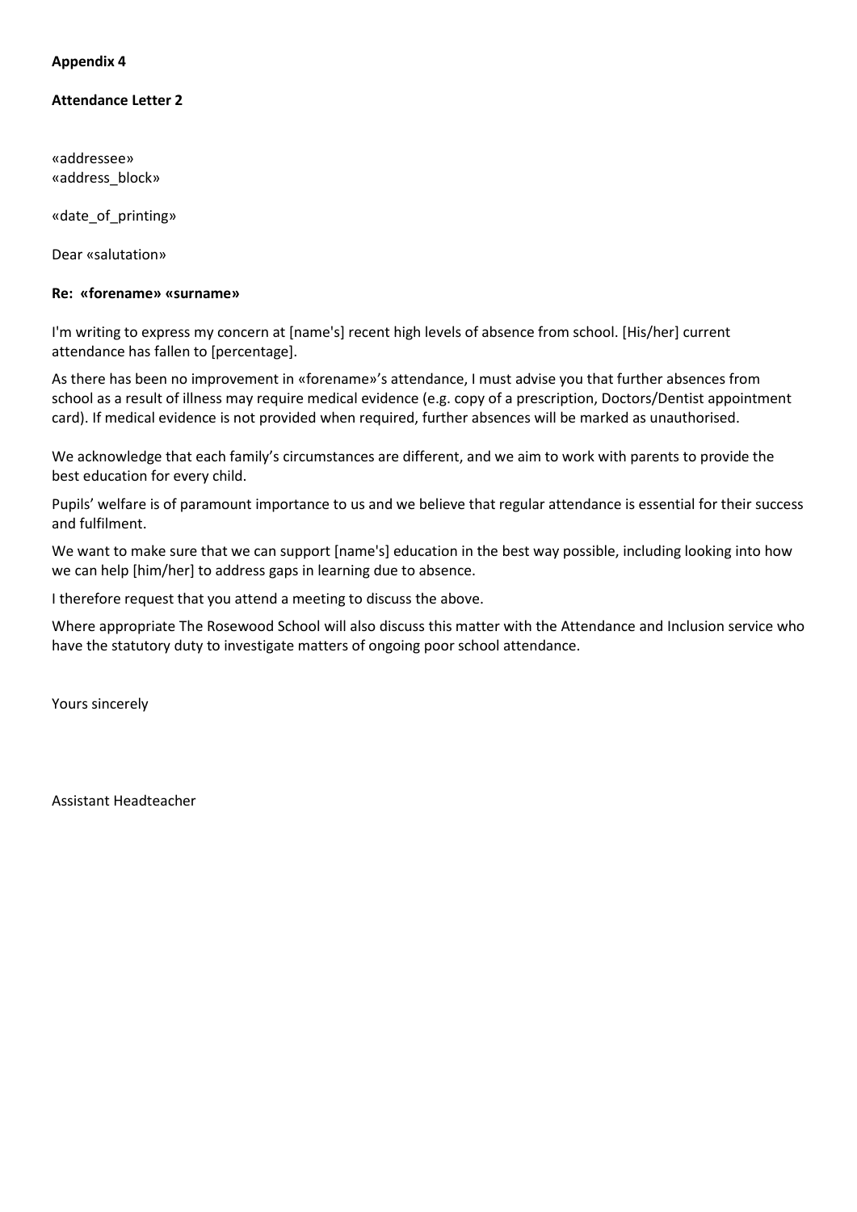**Appendix 4**

**Attendance Letter 2**

«addressee»
«address_block»

«date_of_printing»

Dear «salutation»

**Re: «forename» «surname»**

I'm writing to express my concern at [name's] recent high levels of absence from school. [His/her] current attendance has fallen to [percentage].

As there has been no improvement in «forename»'s attendance, I must advise you that further absences from school as a result of illness may require medical evidence (e.g. copy of a prescription, Doctors/Dentist appointment card). If medical evidence is not provided when required, further absences will be marked as unauthorised.

We acknowledge that each family's circumstances are different, and we aim to work with parents to provide the best education for every child.

Pupils' welfare is of paramount importance to us and we believe that regular attendance is essential for their success and fulfilment.

We want to make sure that we can support [name's] education in the best way possible, including looking into how we can help [him/her] to address gaps in learning due to absence.

I therefore request that you attend a meeting to discuss the above.

Where appropriate The Rosewood School will also discuss this matter with the Attendance and Inclusion service who have the statutory duty to investigate matters of ongoing poor school attendance.

Yours sincerely

Assistant Headteacher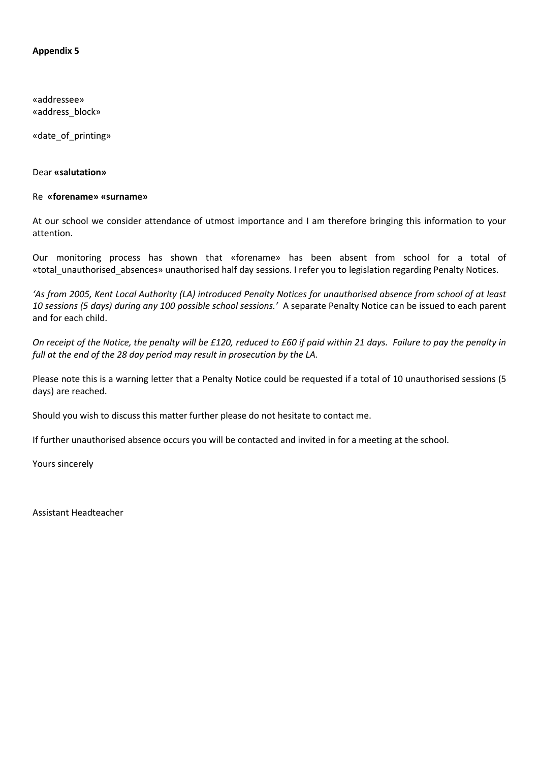**Appendix 5**

«addressee»
«address_block»

«date_of_printing»

Dear **«salutation»**

Re **«forename» «surname»**

At our school we consider attendance of utmost importance and I am therefore bringing this information to your attention.

Our monitoring process has shown that «forename» has been absent from school for a total of «total_unauthorised_absences» unauthorised half day sessions. I refer you to legislation regarding Penalty Notices.

*'As from 2005, Kent Local Authority (LA) introduced Penalty Notices for unauthorised absence from school of at least 10 sessions (5 days) during any 100 possible school sessions.'* A separate Penalty Notice can be issued to each parent and for each child.

*On receipt of the Notice, the penalty will be £120, reduced to £60 if paid within 21 days. Failure to pay the penalty in full at the end of the 28 day period may result in prosecution by the LA.*

Please note this is a warning letter that a Penalty Notice could be requested if a total of 10 unauthorised sessions (5 days) are reached.

Should you wish to discuss this matter further please do not hesitate to contact me.

If further unauthorised absence occurs you will be contacted and invited in for a meeting at the school.

Yours sincerely

Assistant Headteacher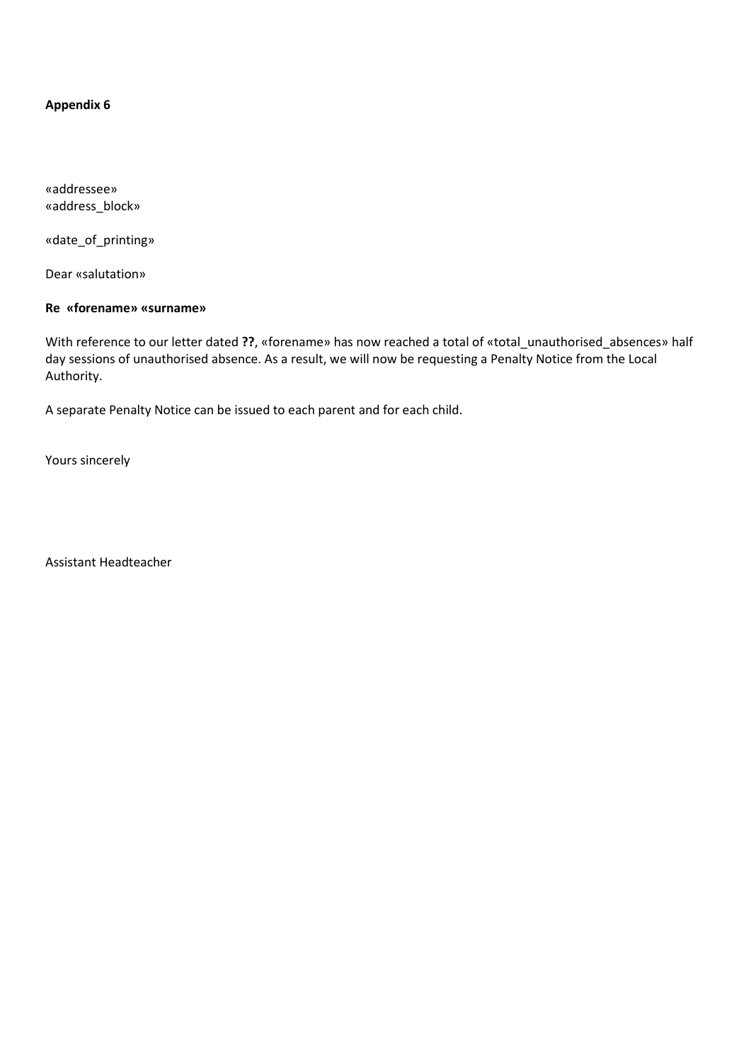**Appendix 6**

«addressee»
«address_block»

«date_of_printing»

Dear «salutation»

**Re «forename» «surname»**

With reference to our letter dated **??**, «forename» has now reached a total of «total_unauthorised_absences» half day sessions of unauthorised absence. As a result, we will now be requesting a Penalty Notice from the Local Authority.

A separate Penalty Notice can be issued to each parent and for each child.

Yours sincerely

Assistant Headteacher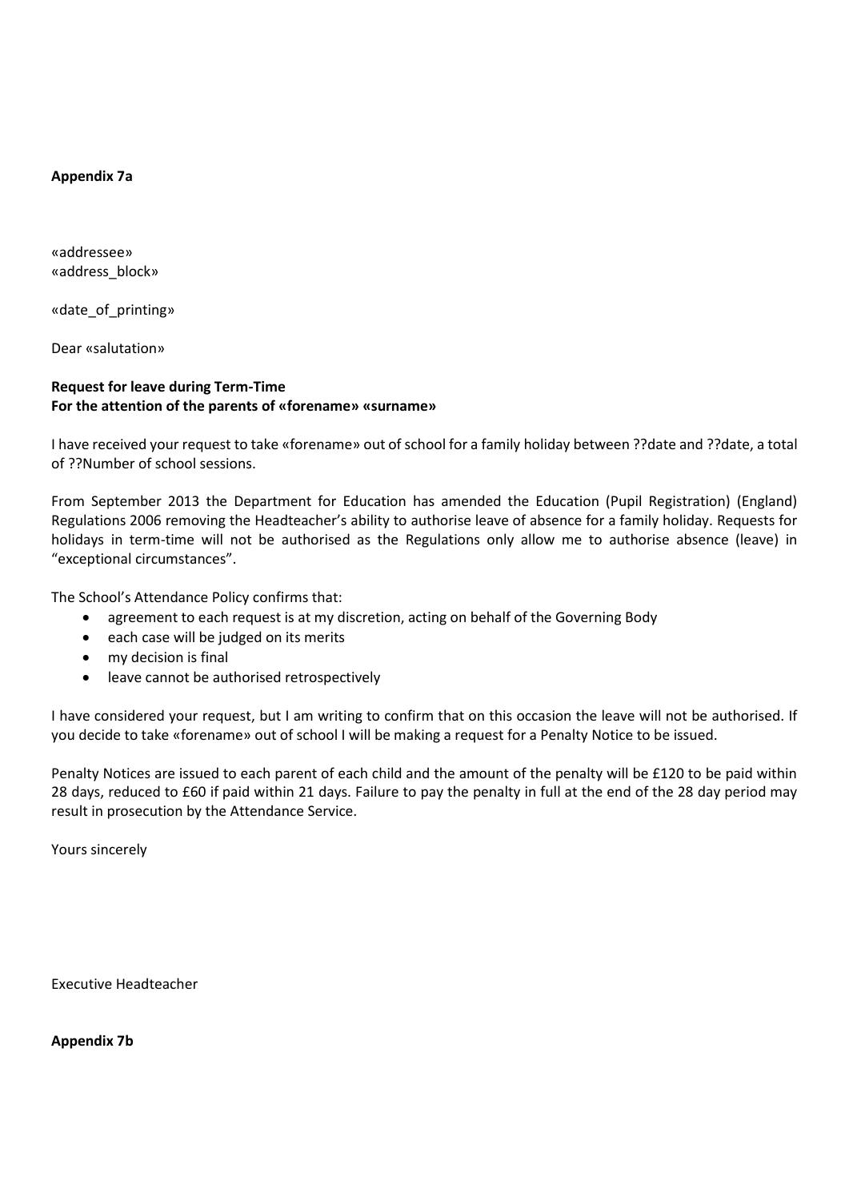**Appendix 7a**

«addressee»
«address_block»

«date_of_printing»

Dear «salutation»

**Request for leave during Term-Time**
**For the attention of the parents of «forename» «surname»**

I have received your request to take «forename» out of school for a family holiday between ??date and ??date, a total of ??Number of school sessions.

From September 2013 the Department for Education has amended the Education (Pupil Registration) (England) Regulations 2006 removing the Headteacher's ability to authorise leave of absence for a family holiday. Requests for holidays in term-time will not be authorised as the Regulations only allow me to authorise absence (leave) in "exceptional circumstances".

The School's Attendance Policy confirms that:

- agreement to each request is at my discretion, acting on behalf of the Governing Body
- each case will be judged on its merits
- my decision is final
- leave cannot be authorised retrospectively

I have considered your request, but I am writing to confirm that on this occasion the leave will not be authorised. If you decide to take «forename» out of school I will be making a request for a Penalty Notice to be issued.

Penalty Notices are issued to each parent of each child and the amount of the penalty will be £120 to be paid within 28 days, reduced to £60 if paid within 21 days. Failure to pay the penalty in full at the end of the 28 day period may result in prosecution by the Attendance Service.

Yours sincerely

Executive Headteacher

**Appendix 7b**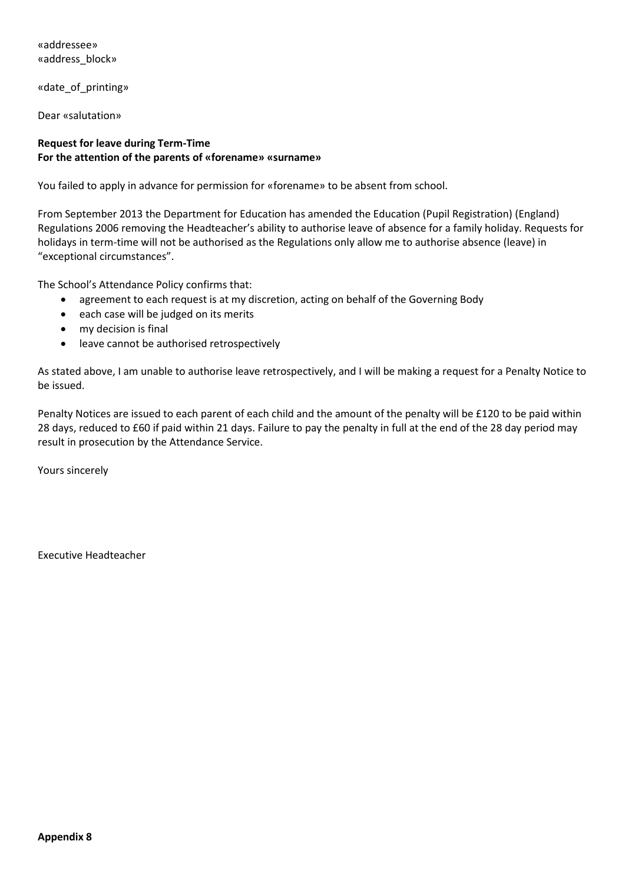«addressee»
«address_block»

«date_of_printing»

Dear «salutation»

**Request for leave during Term-Time**
**For the attention of the parents of «forename» «surname»**

You failed to apply in advance for permission for «forename» to be absent from school.

From September 2013 the Department for Education has amended the Education (Pupil Registration) (England) Regulations 2006 removing the Headteacher's ability to authorise leave of absence for a family holiday. Requests for holidays in term-time will not be authorised as the Regulations only allow me to authorise absence (leave) in "exceptional circumstances".

The School's Attendance Policy confirms that:

- agreement to each request is at my discretion, acting on behalf of the Governing Body
- each case will be judged on its merits
- my decision is final
- leave cannot be authorised retrospectively

As stated above, I am unable to authorise leave retrospectively, and I will be making a request for a Penalty Notice to be issued.

Penalty Notices are issued to each parent of each child and the amount of the penalty will be £120 to be paid within 28 days, reduced to £60 if paid within 21 days. Failure to pay the penalty in full at the end of the 28 day period may result in prosecution by the Attendance Service.

Yours sincerely

Executive Headteacher

**Appendix 8**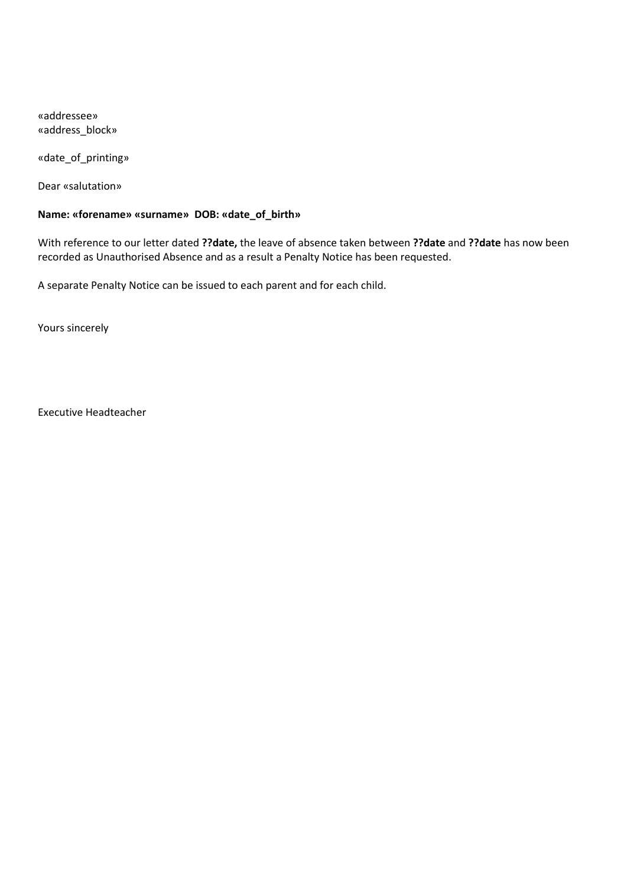«addressee»
«address_block»

«date_of_printing»

Dear «salutation»

**Name: «forename» «surname»  DOB: «date_of_birth»**

With reference to our letter dated **??date,** the leave of absence taken between **??date** and **??date** has now been recorded as Unauthorised Absence and as a result a Penalty Notice has been requested.

A separate Penalty Notice can be issued to each parent and for each child.

Yours sincerely

Executive Headteacher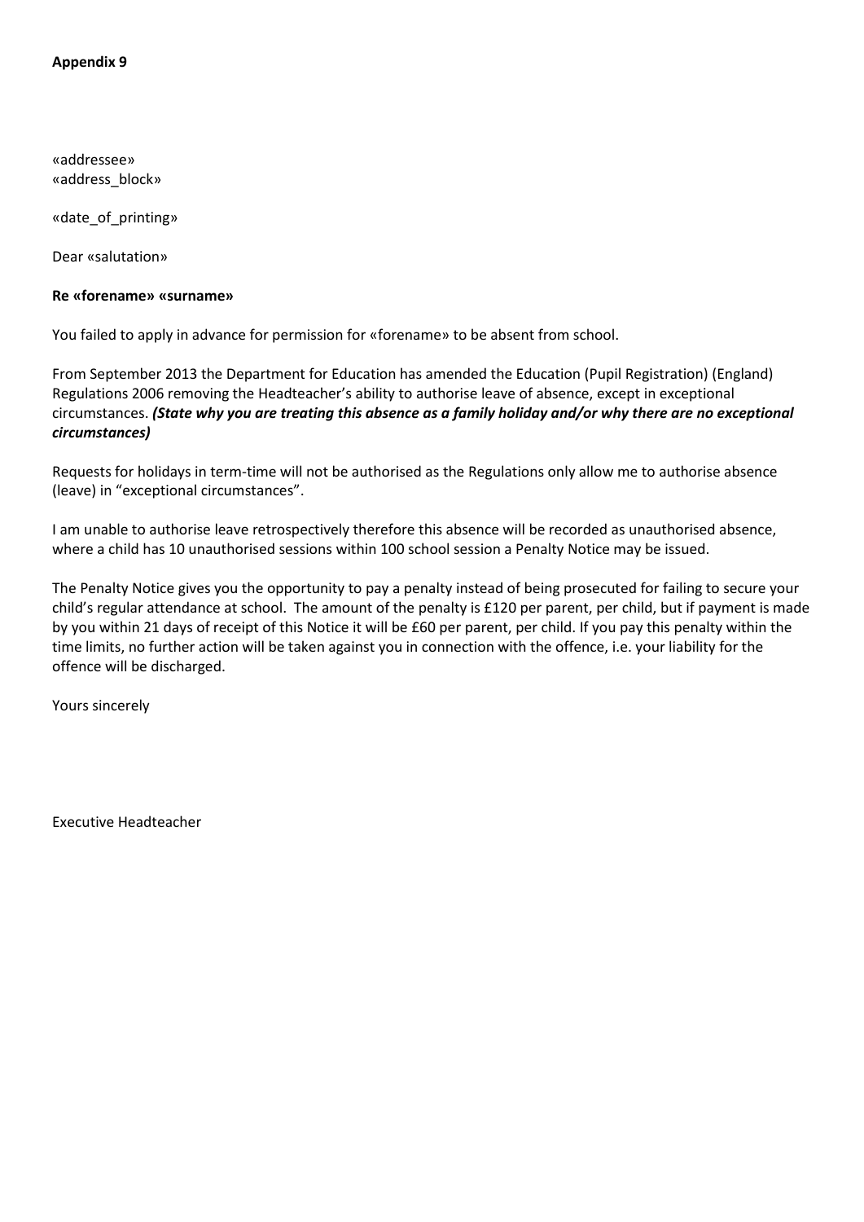**Appendix 9**

«addressee»
«address_block»

«date_of_printing»

Dear «salutation»

**Re «forename» «surname»**

You failed to apply in advance for permission for «forename» to be absent from school.

From September 2013 the Department for Education has amended the Education (Pupil Registration) (England) Regulations 2006 removing the Headteacher's ability to authorise leave of absence, except in exceptional circumstances. ***(State why you are treating this absence as a family holiday and/or why there are no exceptional circumstances)***

Requests for holidays in term-time will not be authorised as the Regulations only allow me to authorise absence (leave) in "exceptional circumstances".

I am unable to authorise leave retrospectively therefore this absence will be recorded as unauthorised absence, where a child has 10 unauthorised sessions within 100 school session a Penalty Notice may be issued.

The Penalty Notice gives you the opportunity to pay a penalty instead of being prosecuted for failing to secure your child's regular attendance at school. The amount of the penalty is £120 per parent, per child, but if payment is made by you within 21 days of receipt of this Notice it will be £60 per parent, per child. If you pay this penalty within the time limits, no further action will be taken against you in connection with the offence, i.e. your liability for the offence will be discharged.

Yours sincerely

Executive Headteacher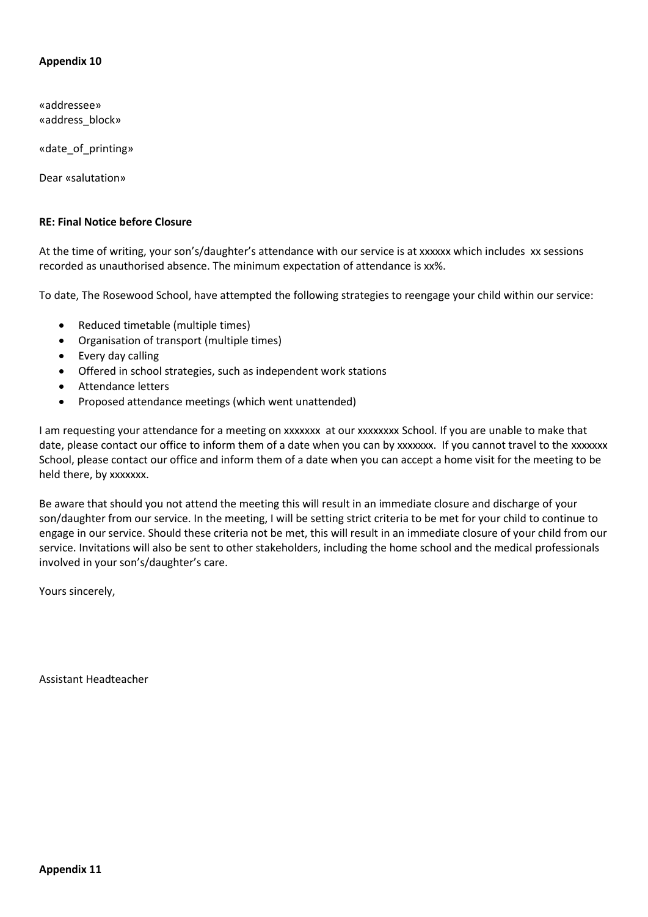**Appendix 10**

«addressee»
«address_block»

«date_of_printing»

Dear «salutation»

**RE: Final Notice before Closure**

At the time of writing, your son's/daughter's attendance with our service is at xxxxxx which includes xx sessions recorded as unauthorised absence. The minimum expectation of attendance is xx%.

To date, The Rosewood School, have attempted the following strategies to reengage your child within our service:

- Reduced timetable (multiple times)
- Organisation of transport (multiple times)
- Every day calling
- Offered in school strategies, such as independent work stations
- Attendance letters
- Proposed attendance meetings (which went unattended)

I am requesting your attendance for a meeting on xxxxxxx at our xxxxxxxx School. If you are unable to make that date, please contact our office to inform them of a date when you can by xxxxxxx. If you cannot travel to the xxxxxxx School, please contact our office and inform them of a date when you can accept a home visit for the meeting to be held there, by xxxxxxx.

Be aware that should you not attend the meeting this will result in an immediate closure and discharge of your son/daughter from our service. In the meeting, I will be setting strict criteria to be met for your child to continue to engage in our service. Should these criteria not be met, this will result in an immediate closure of your child from our service. Invitations will also be sent to other stakeholders, including the home school and the medical professionals involved in your son's/daughter's care.

Yours sincerely,

Assistant Headteacher

**Appendix 11**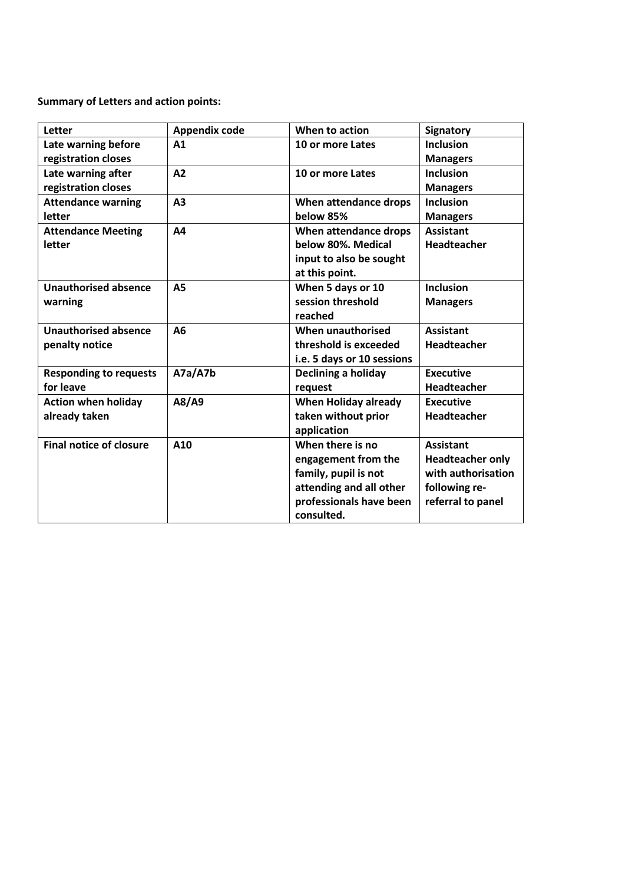**Summary of Letters and action points:**

| Letter | Appendix code | When to action | Signatory |
|---|---|---|---|
| **Late warning before registration closes** | **A1** | **10 or more Lates** | **Inclusion Managers** |
| **Late warning after registration closes** | **A2** | **10 or more Lates** | **Inclusion Managers** |
| **Attendance warning letter** | **A3** | **When attendance drops below 85%** | **Inclusion Managers** |
| **Attendance Meeting letter** | **A4** | **When attendance drops below 80%. Medical input to also be sought at this point.** | **Assistant Headteacher** |
| **Unauthorised absence warning** | **A5** | **When 5 days or 10 session threshold reached** | **Inclusion Managers** |
| **Unauthorised absence penalty notice** | **A6** | **When unauthorised threshold is exceeded i.e. 5 days or 10 sessions** | **Assistant Headteacher** |
| **Responding to requests for leave** | **A7a/A7b** | **Declining a holiday request** | **Executive Headteacher** |
| **Action when holiday already taken** | **A8/A9** | **When Holiday already taken without prior application** | **Executive Headteacher** |
| **Final notice of closure** | **A10** | **When there is no engagement from the family, pupil is not attending and all other professionals have been consulted.** | **Assistant Headteacher only with authorisation following re-referral to panel** |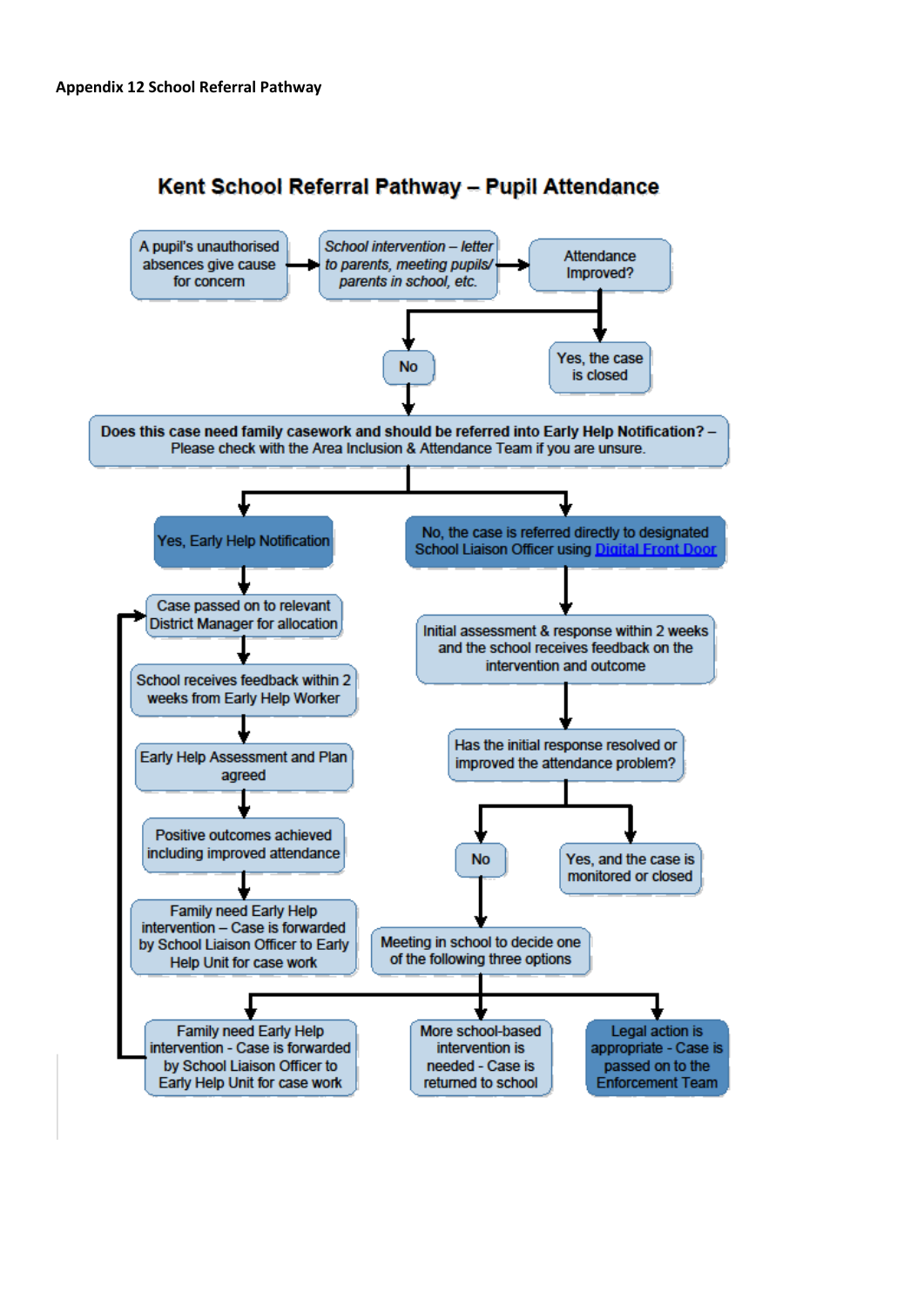**Appendix 12 School Referral Pathway**

## Kent School Referral Pathway – Pupil Attendance

A pupil's unauthorised absences give cause for concern

*School intervention – letter to parents, meeting pupils/ parents in school, etc.*

Attendance Improved?

No

Yes, the case is closed

**Does this case need family casework and should be referred into Early Help Notification? –** Please check with the Area Inclusion & Attendance Team if you are unsure.

Yes, Early Help Notification

Case passed on to relevant District Manager for allocation

School receives feedback within 2 weeks from Early Help Worker

Early Help Assessment and Plan agreed

Positive outcomes achieved including improved attendance

Family need Early Help intervention – Case is forwarded by School Liaison Officer to Early Help Unit for case work

No, the case is referred directly to designated School Liaison Officer using [Digital Front Door]

Initial assessment & response within 2 weeks and the school receives feedback on the intervention and outcome

Has the initial response resolved or improved the attendance problem?

No

Yes, and the case is monitored or closed

Meeting in school to decide one of the following three options

Family need Early Help intervention - Case is forwarded by School Liaison Officer to Early Help Unit for case work

More school-based intervention is needed - Case is returned to school

Legal action is appropriate - Case is passed on to the Enforcement Team